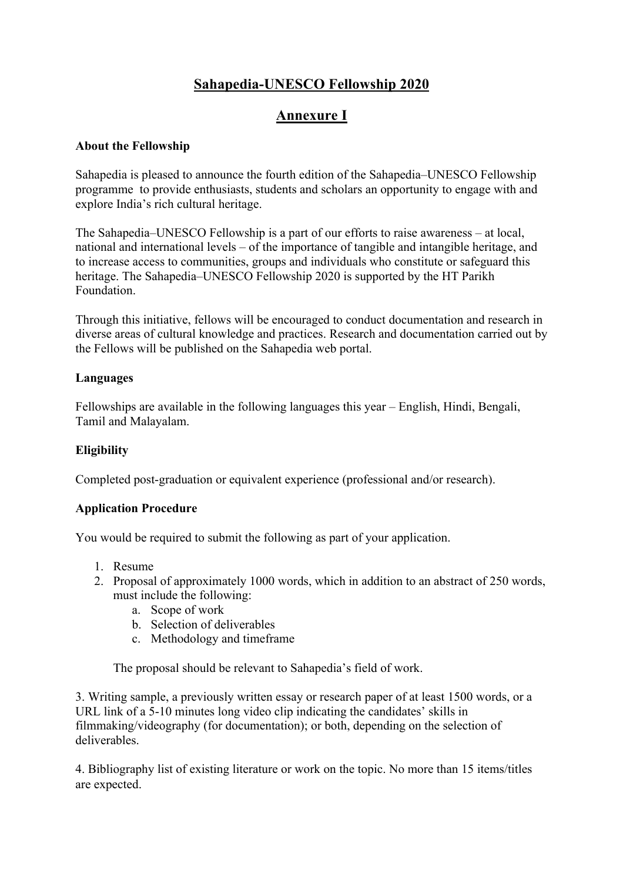# Sahapedia-UNESCO Fellowship 2020

## Annexure I

**About the Fellowship**

Sahapedia is pleased to announce the fourth edition of the Sahapedia–UNESCO Fellowship programme to provide enthusiasts, students and scholars an opportunity to engage with and explore India's rich cultural heritage.

The Sahapedia–UNESCO Fellowship is a part of our efforts to raise awareness – at local, national and international levels – of the importance of tangible and intangible heritage, and to increase access to communities, groups and individuals who constitute or safeguard this heritage. The Sahapedia–UNESCO Fellowship 2020 is supported by the HT Parikh Foundation.

Through this initiative, fellows will be encouraged to conduct documentation and research in diverse areas of cultural knowledge and practices. Research and documentation carried out by the Fellows will be published on the Sahapedia web portal.

**Languages**

Fellowships are available in the following languages this year – English, Hindi, Bengali, Tamil and Malayalam.

**Eligibility**

Completed post-graduation or equivalent experience (professional and/or research).

**Application Procedure**

You would be required to submit the following as part of your application.

1. Resume
2. Proposal of approximately 1000 words, which in addition to an abstract of 250 words, must include the following:
    a. Scope of work
    b. Selection of deliverables
    c. Methodology and timeframe

    The proposal should be relevant to Sahapedia's field of work.

3. Writing sample, a previously written essay or research paper of at least 1500 words, or a URL link of a 5-10 minutes long video clip indicating the candidates' skills in filmmaking/videography (for documentation); or both, depending on the selection of deliverables.

4. Bibliography list of existing literature or work on the topic. No more than 15 items/titles are expected.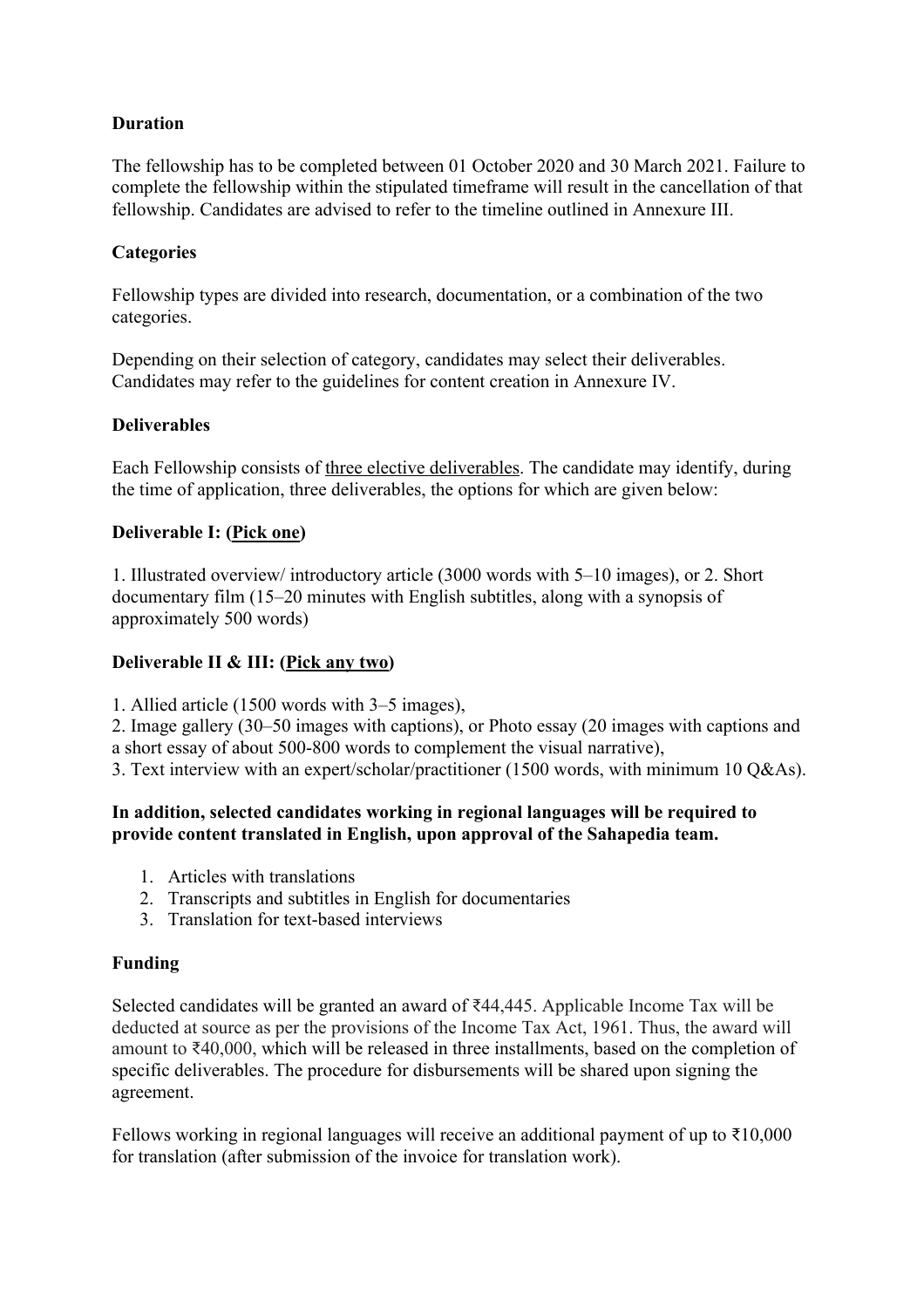**Duration**

The fellowship has to be completed between 01 October 2020 and 30 March 2021. Failure to complete the fellowship within the stipulated timeframe will result in the cancellation of that fellowship. Candidates are advised to refer to the timeline outlined in Annexure III.

**Categories**

Fellowship types are divided into research, documentation, or a combination of the two categories.

Depending on their selection of category, candidates may select their deliverables. Candidates may refer to the guidelines for content creation in Annexure IV.

**Deliverables**

Each Fellowship consists of three elective deliverables. The candidate may identify, during the time of application, three deliverables, the options for which are given below:

**Deliverable I: (Pick one)**

1. Illustrated overview/ introductory article (3000 words with 5–10 images), or 2. Short documentary film (15–20 minutes with English subtitles, along with a synopsis of approximately 500 words)

**Deliverable II & III: (Pick any two)**

1. Allied article (1500 words with 3–5 images),
2. Image gallery (30–50 images with captions), or Photo essay (20 images with captions and a short essay of about 500-800 words to complement the visual narrative),
3. Text interview with an expert/scholar/practitioner (1500 words, with minimum 10 Q&As).

**In addition, selected candidates working in regional languages will be required to provide content translated in English, upon approval of the Sahapedia team.**

1. Articles with translations
2. Transcripts and subtitles in English for documentaries
3. Translation for text-based interviews

**Funding**

Selected candidates will be granted an award of ₹44,445. Applicable Income Tax will be deducted at source as per the provisions of the Income Tax Act, 1961. Thus, the award will amount to ₹40,000, which will be released in three installments, based on the completion of specific deliverables. The procedure for disbursements will be shared upon signing the agreement.

Fellows working in regional languages will receive an additional payment of up to ₹10,000 for translation (after submission of the invoice for translation work).